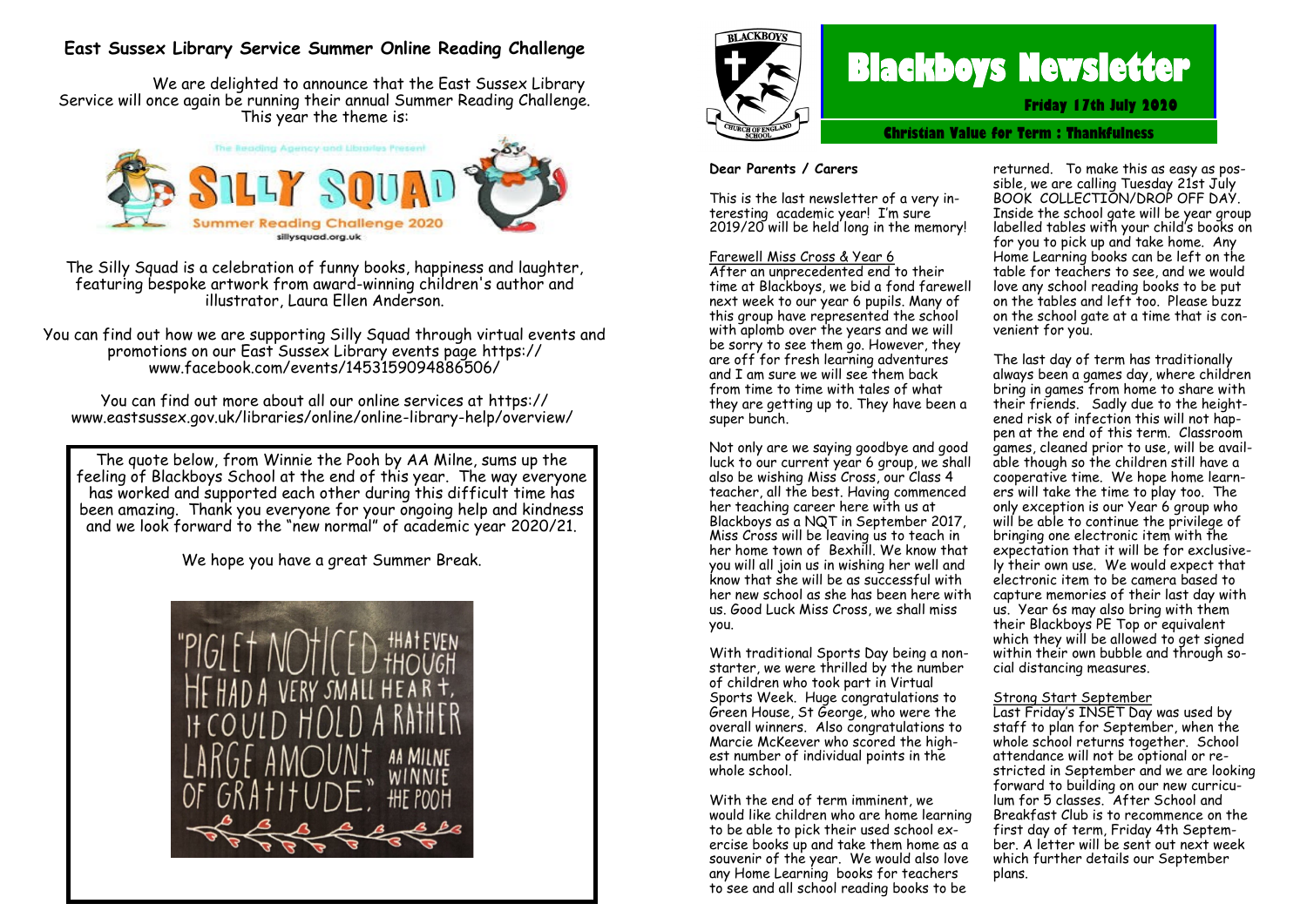## East Sussex Library Service Summer Online Reading Challenge

We are delighted to announce that the East Sussex Library Service will once again be running their annual Summer Reading Challenge. This year the theme is:

The Reading Agency and Libraries Present
SILLY SQUAD
Summer Reading Challenge 2020
sillysquad.org.uk

The Silly Squad is a celebration of funny books, happiness and laughter, featuring bespoke artwork from award-winning children's author and illustrator, Laura Ellen Anderson.

You can find out how we are supporting Silly Squad through virtual events and promotions on our East Sussex Library events page https://www.facebook.com/events/1453159094886506/

You can find out more about all our online services at https://www.eastsussex.gov.uk/libraries/online/online-library-help/overview/

The quote below, from Winnie the Pooh by AA Milne, sums up the feeling of Blackboys School at the end of this year. The way everyone has worked and supported each other during this difficult time has been amazing. Thank you everyone for your ongoing help and kindness and we look forward to the "new normal" of academic year 2020/21.

We hope you have a great Summer Break.

"PIGLET NOTICED THAT EVEN THOUGH HE HAD A VERY SMALL HEART, IT COULD HOLD A RATHER LARGE AMOUNT OF GRATITUDE." AA MILNE WINNIE THE POOH

# Blackboys Newsletter

**Friday 17th July 2020**

**Christian Value for Term : Thankfulness**

**Dear Parents / Carers**

This is the last newsletter of a very interesting academic year! I'm sure 2019/20 will be held long in the memory!

Farewell Miss Cross & Year 6

After an unprecedented end to their time at Blackboys, we bid a fond farewell next week to our year 6 pupils. Many of this group have represented the school with aplomb over the years and we will be sorry to see them go. However, they are off for fresh learning adventures and I am sure we will see them back from time to time with tales of what they are getting up to. They have been a super bunch.

Not only are we saying goodbye and good luck to our current year 6 group, we shall also be wishing Miss Cross, our Class 4 teacher, all the best. Having commenced her teaching career here with us at Blackboys as a NQT in September 2017, Miss Cross will be leaving us to teach in her home town of Bexhill. We know that you will all join us in wishing her well and know that she will be as successful with her new school as she has been here with us. Good Luck Miss Cross, we shall miss you.

With traditional Sports Day being a non-starter, we were thrilled by the number of children who took part in Virtual Sports Week. Huge congratulations to Green House, St George, who were the overall winners. Also congratulations to Marcie McKeever who scored the highest number of individual points in the whole school.

With the end of term imminent, we would like children who are home learning to be able to pick their used school exercise books up and take them home as a souvenir of the year. We would also love any Home Learning books for teachers to see and all school reading books to be returned. To make this as easy as possible, we are calling Tuesday 21st July BOOK COLLECTION/DROP OFF DAY. Inside the school gate will be year group labelled tables with your child's books on for you to pick up and take home. Any Home Learning books can be left on the table for teachers to see, and we would love any school reading books to be put on the tables and left too. Please buzz on the school gate at a time that is convenient for you.

The last day of term has traditionally always been a games day, where children bring in games from home to share with their friends. Sadly due to the heightened risk of infection this will not happen at the end of this term. Classroom games, cleaned prior to use, will be available though so the children still have a cooperative time. We hope home learners will take the time to play too. The only exception is our Year 6 group who will be able to continue the privilege of bringing one electronic item with the expectation that it will be for exclusively their own use. We would expect that electronic item to be camera based to capture memories of their last day with us. Year 6s may also bring with them their Blackboys PE Top or equivalent which they will be allowed to get signed within their own bubble and through social distancing measures.

Strong Start September

Last Friday's INSET Day was used by staff to plan for September, when the whole school returns together. School attendance will not be optional or restricted in September and we are looking forward to building on our new curriculum for 5 classes. After School and Breakfast Club is to recommence on the first day of term, Friday 4th September. A letter will be sent out next week which further details our September plans.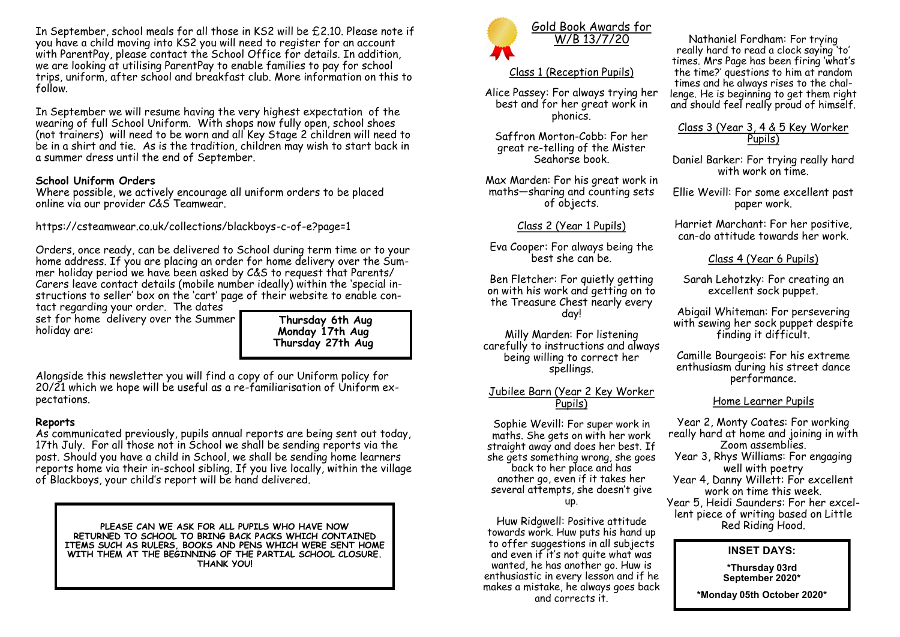In September, school meals for all those in KS2 will be £2.10. Please note if you have a child moving into KS2 you will need to register for an account with ParentPay, please contact the School Office for details. In addition, we are looking at utilising ParentPay to enable families to pay for school trips, uniform, after school and breakfast club. More information on this to follow.

In September we will resume having the very highest expectation of the wearing of full School Uniform. With shops now fully open, school shoes (not trainers) will need to be worn and all Key Stage 2 children will need to be in a shirt and tie. As is the tradition, children may wish to start back in a summer dress until the end of September.

**School Uniform Orders**

Where possible, we actively encourage all uniform orders to be placed online via our provider C&S Teamwear.

https://csteamwear.co.uk/collections/blackboys-c-of-e?page=1

Orders, once ready, can be delivered to School during term time or to your home address. If you are placing an order for home delivery over the Summer holiday period we have been asked by C&S to request that Parents/Carers leave contact details (mobile number ideally) within the 'special instructions to seller' box on the 'cart' page of their website to enable contact regarding your order. The dates set for home delivery over the Summer holiday are:

**Thursday 6th Aug**
**Monday 17th Aug**
**Thursday 27th Aug**

Alongside this newsletter you will find a copy of our Uniform policy for 20/21 which we hope will be useful as a re-familiarisation of Uniform expectations.

**Reports**

As communicated previously, pupils annual reports are being sent out today, 17th July. For all those not in School we shall be sending reports via the post. Should you have a child in School, we shall be sending home learners reports home via their in-school sibling. If you live locally, within the village of Blackboys, your child's report will be hand delivered.

**PLEASE CAN WE ASK FOR ALL PUPILS WHO HAVE NOW RETURNED TO SCHOOL TO BRING BACK PACKS WHICH CONTAINED ITEMS SUCH AS RULERS, BOOKS AND PENS WHICH WERE SENT HOME WITH THEM AT THE BEGINNING OF THE PARTIAL SCHOOL CLOSURE. THANK YOU!**

## Gold Book Awards for W/B 13/7/20

### Class 1 (Reception Pupils)

Alice Passey: For always trying her best and for her great work in phonics.

Saffron Morton-Cobb: For her great re-telling of the Mister Seahorse book.

Max Marden: For his great work in maths—sharing and counting sets of objects.

### Class 2 (Year 1 Pupils)

Eva Cooper: For always being the best she can be.

Ben Fletcher: For quietly getting on with his work and getting on to the Treasure Chest nearly every day!

Milly Marden: For listening carefully to instructions and always being willing to correct her spellings.

### Jubilee Barn (Year 2 Key Worker Pupils)

Sophie Wevill: For super work in maths. She gets on with her work straight away and does her best. If she gets something wrong, she goes back to her place and has another go, even if it takes her several attempts, she doesn't give up.

Huw Ridgwell: Positive attitude towards work. Huw puts his hand up to offer suggestions in all subjects and even if it's not quite what was wanted, he has another go. Huw is enthusiastic in every lesson and if he makes a mistake, he always goes back and corrects it.

Nathaniel Fordham: For trying really hard to read a clock saying 'to' times. Mrs Page has been firing 'what's the time?' questions to him at random times and he always rises to the challenge. He is beginning to get them right and should feel really proud of himself.

### Class 3 (Year 3, 4 & 5 Key Worker Pupils)

Daniel Barker: For trying really hard with work on time.

Ellie Wevill: For some excellent past paper work.

Harriet Marchant: For her positive, can-do attitude towards her work.

### Class 4 (Year 6 Pupils)

Sarah Lehotzky: For creating an excellent sock puppet.

Abigail Whiteman: For persevering with sewing her sock puppet despite finding it difficult.

Camille Bourgeois: For his extreme enthusiasm during his street dance performance.

### Home Learner Pupils

Year 2, Monty Coates: For working really hard at home and joining in with Zoom assemblies.
Year 3, Rhys Williams: For engaging well with poetry
Year 4, Danny Willett: For excellent work on time this week.
Year 5, Heidi Saunders: For her excellent piece of writing based on Little Red Riding Hood.

**INSET DAYS:**

***Thursday 03rd September 2020***

***Monday 05th October 2020***